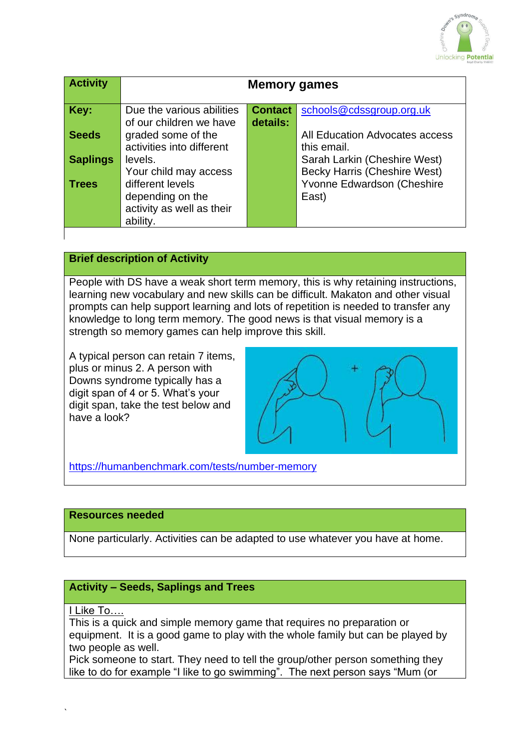| Activity | Memory games | | |
|---|---|---|---|
| **Key:**<br><br>**Seeds**<br><br>**Saplings**<br><br>**Trees** | Due the various abilities of our children we have graded some of the activities into different levels.<br>Your child may access different levels depending on the activity as well as their ability. | **Contact details:** | schools@cdssgroup.org.uk<br><br>All Education Advocates access this email.<br>Sarah Larkin (Cheshire West)<br>Becky Harris (Cheshire West)<br>Yvonne Edwardson (Cheshire East) |

## Brief description of Activity

People with DS have a weak short term memory, this is why retaining instructions, learning new vocabulary and new skills can be difficult. Makaton and other visual prompts can help support learning and lots of repetition is needed to transfer any knowledge to long term memory. The good news is that visual memory is a strength so memory games can help improve this skill.

A typical person can retain 7 items, plus or minus 2. A person with Downs syndrome typically has a digit span of 4 or 5. What's your digit span, take the test below and have a look?

https://humanbenchmark.com/tests/number-memory

## Resources needed

None particularly. Activities can be adapted to use whatever you have at home.

## Activity – Seeds, Saplings and Trees

I Like To….

This is a quick and simple memory game that requires no preparation or equipment. It is a good game to play with the whole family but can be played by two people as well.

Pick someone to start. They need to tell the group/other person something they like to do for example "I like to go swimming". The next person says "Mum (or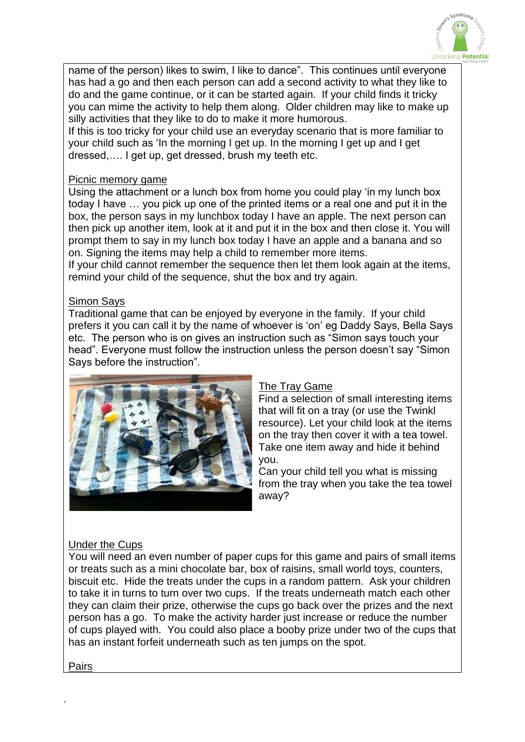name of the person) likes to swim, I like to dance". This continues until everyone has had a go and then each person can add a second activity to what they like to do and the game continue, or it can be started again. If your child finds it tricky you can mime the activity to help them along. Older children may like to make up silly activities that they like to do to make it more humorous.
If this is too tricky for your child use an everyday scenario that is more familiar to your child such as 'In the morning I get up. In the morning I get up and I get dressed,…. I get up, get dressed, brush my teeth etc.

## Picnic memory game

Using the attachment or a lunch box from home you could play 'in my lunch box today I have … you pick up one of the printed items or a real one and put it in the box, the person says in my lunchbox today I have an apple. The next person can then pick up another item, look at it and put it in the box and then close it. You will prompt them to say in my lunch box today I have an apple and a banana and so on. Signing the items may help a child to remember more items.
If your child cannot remember the sequence then let them look again at the items, remind your child of the sequence, shut the box and try again.

## Simon Says

Traditional game that can be enjoyed by everyone in the family. If your child prefers it you can call it by the name of whoever is 'on' eg Daddy Says, Bella Says etc. The person who is on gives an instruction such as "Simon says touch your head". Everyone must follow the instruction unless the person doesn't say "Simon Says before the instruction".

## The Tray Game

Find a selection of small interesting items that will fit on a tray (or use the Twinkl resource). Let your child look at the items on the tray then cover it with a tea towel. Take one item away and hide it behind you.
Can your child tell you what is missing from the tray when you take the tea towel away?

## Under the Cups

You will need an even number of paper cups for this game and pairs of small items or treats such as a mini chocolate bar, box of raisins, small world toys, counters, biscuit etc. Hide the treats under the cups in a random pattern. Ask your children to take it in turns to turn over two cups. If the treats underneath match each other they can claim their prize, otherwise the cups go back over the prizes and the next person has a go. To make the activity harder just increase or reduce the number of cups played with. You could also place a booby prize under two of the cups that has an instant forfeit underneath such as ten jumps on the spot.

## Pairs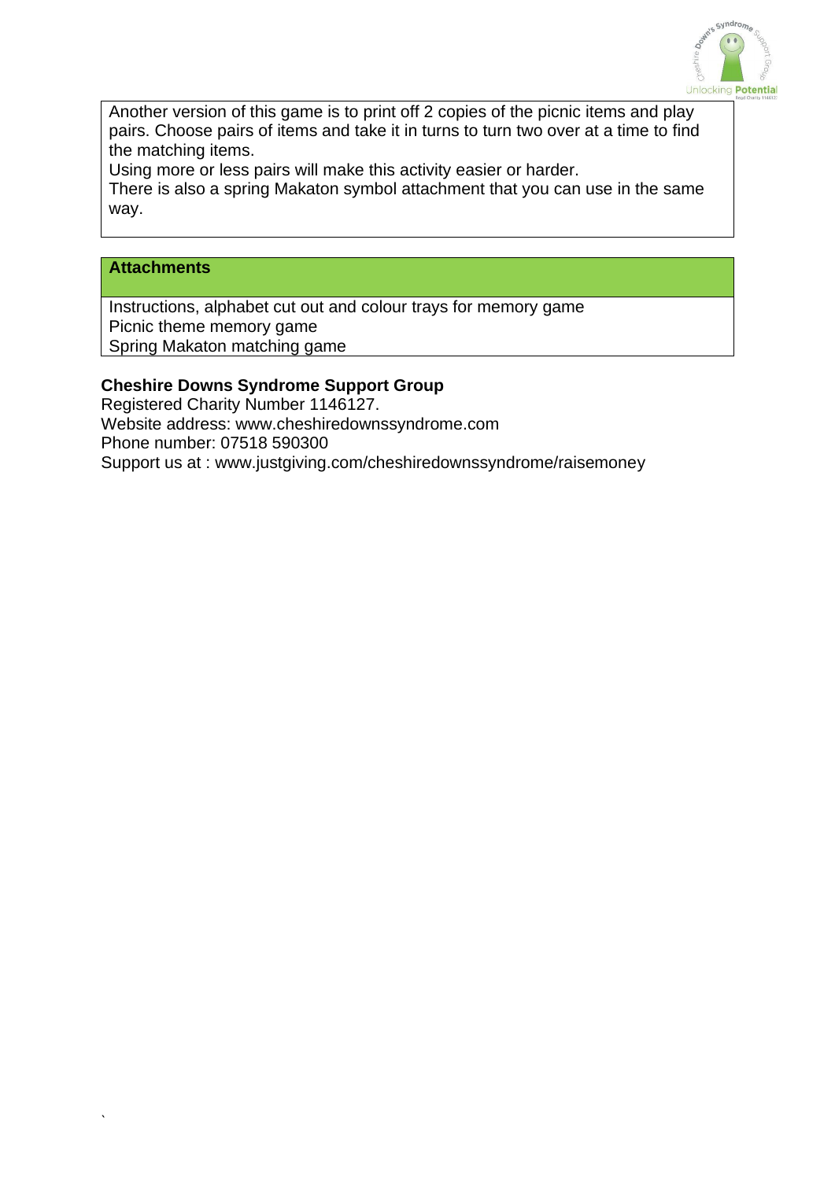Another version of this game is to print off 2 copies of the picnic items and play pairs. Choose pairs of items and take it in turns to turn two over at a time to find the matching items.
Using more or less pairs will make this activity easier or harder.
There is also a spring Makaton symbol attachment that you can use in the same way.

| **Attachments** |
| --- |
| Instructions, alphabet cut out and colour trays for memory game<br>Picnic theme memory game<br>Spring Makaton matching game |

**Cheshire Downs Syndrome Support Group**
Registered Charity Number 1146127.
Website address: www.cheshiredownssyndrome.com
Phone number: 07518 590300
Support us at : www.justgiving.com/cheshiredownssyndrome/raisemoney